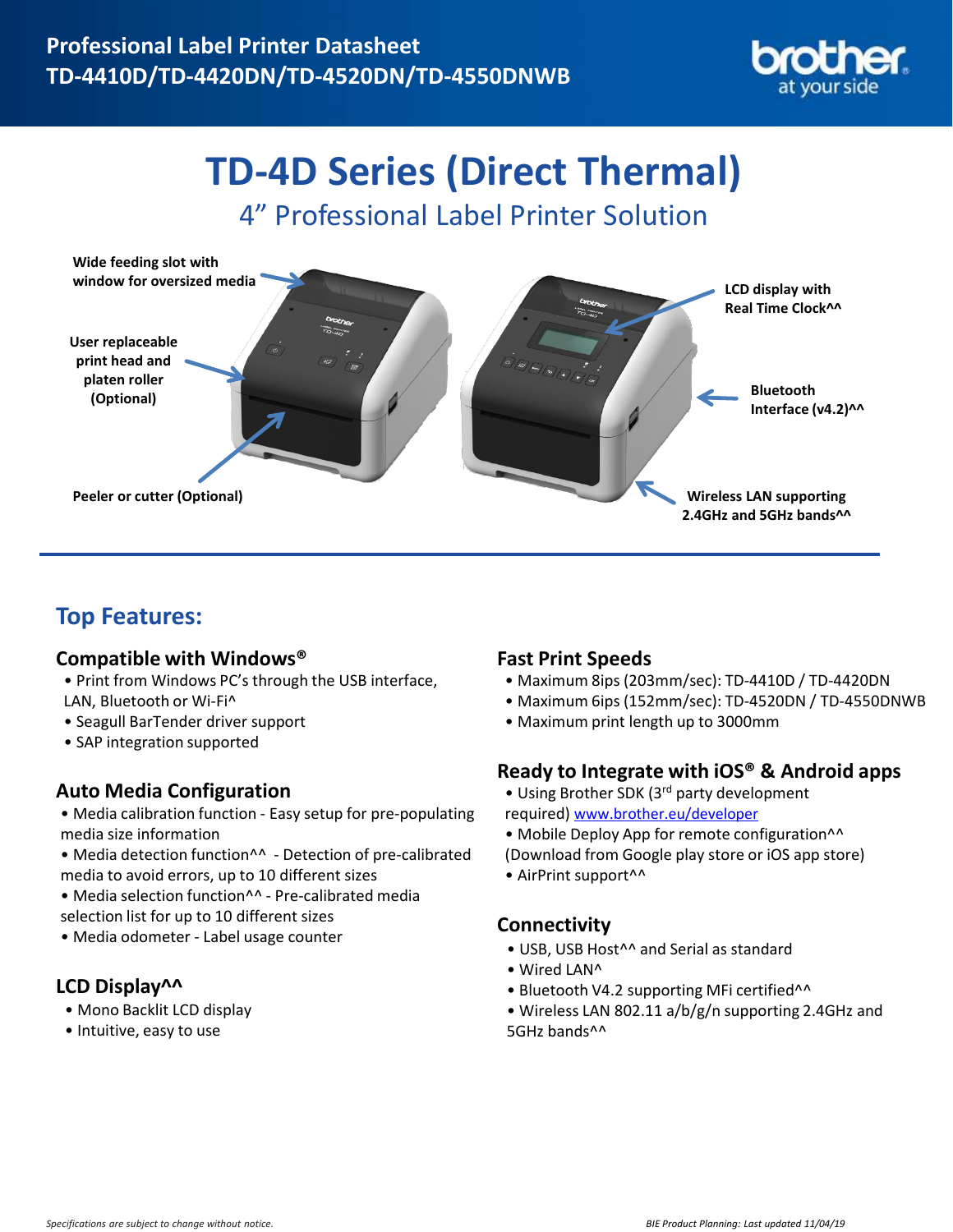# Professional Label Printer Datasheet
# TD-4410D/TD-4420DN/TD-4520DN/TD-4550DNWB

# TD-4D Series (Direct Thermal)

## 4” Professional Label Printer Solution

**Wide feeding slot with window for oversized media**

**User replaceable print head and platen roller (Optional)**

**Peeler or cutter (Optional)**

**LCD display with Real Time Clock^^**

**Bluetooth Interface (v4.2)^^**

**Wireless LAN supporting 2.4GHz and 5GHz bands^^**

## Top Features:

### Compatible with Windows®

- Print from Windows PC’s through the USB interface, LAN, Bluetooth or Wi-Fi^
- Seagull BarTender driver support
- SAP integration supported

### Auto Media Configuration

- Media calibration function - Easy setup for pre-populating media size information
- Media detection function^^ - Detection of pre-calibrated media to avoid errors, up to 10 different sizes
- Media selection function^^ - Pre-calibrated media selection list for up to 10 different sizes
- Media odometer - Label usage counter

### LCD Display^^

- Mono Backlit LCD display
- Intuitive, easy to use

### Fast Print Speeds

- Maximum 8ips (203mm/sec): TD-4410D / TD-4420DN
- Maximum 6ips (152mm/sec): TD-4520DN / TD-4550DNWB
- Maximum print length up to 3000mm

### Ready to Integrate with iOS® & Android apps

- Using Brother SDK (3rd party development required) www.brother.eu/developer
- Mobile Deploy App for remote configuration^^ (Download from Google play store or iOS app store)
- AirPrint support^^

### Connectivity

- USB, USB Host^^ and Serial as standard
- Wired LAN^
- Bluetooth V4.2 supporting MFi certified^^
- Wireless LAN 802.11 a/b/g/n supporting 2.4GHz and 5GHz bands^^

*Specifications are subject to change without notice.*

*BIE Product Planning: Last updated 11/04/19*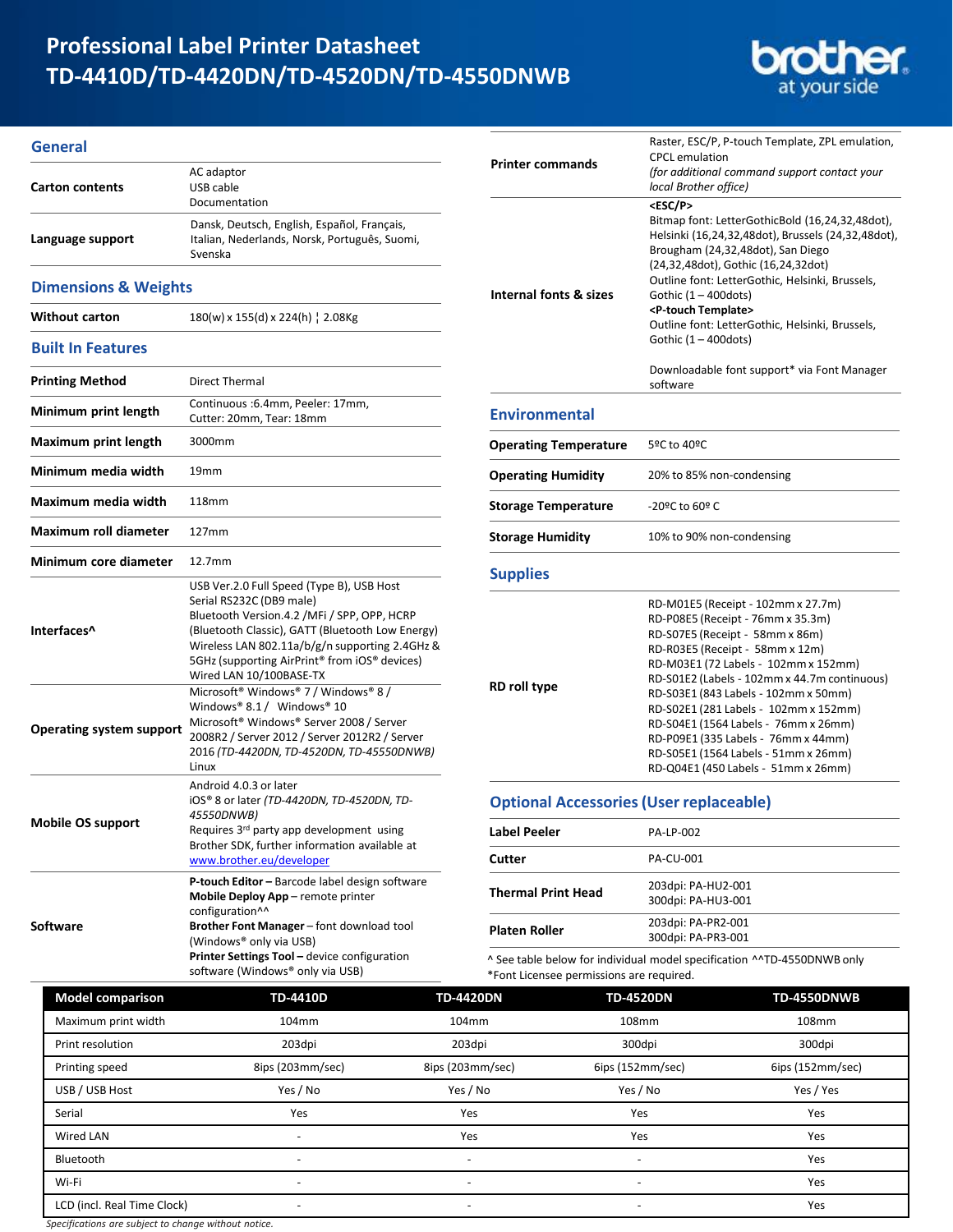# Professional Label Printer Datasheet TD-4410D/TD-4420DN/TD-4520DN/TD-4550DNWB

## General

| | |
|---|---|
| **Carton contents** | AC adaptor<br>USB cable<br>Documentation |
| **Language support** | Dansk, Deutsch, English, Español, Français, Italian, Nederlands, Norsk, Português, Suomi, Svenska |

## Dimensions & Weights

| | |
|---|---|
| **Without carton** | 180(w) x 155(d) x 224(h) ¦ 2.08Kg |

## Built In Features

| | |
|---|---|
| **Printing Method** | Direct Thermal |
| **Minimum print length** | Continuous :6.4mm, Peeler: 17mm, Cutter: 20mm, Tear: 18mm |
| **Maximum print length** | 3000mm |
| **Minimum media width** | 19mm |
| **Maximum media width** | 118mm |
| **Maximum roll diameter** | 127mm |
| **Minimum core diameter** | 12.7mm |
| **Interfaces^** | USB Ver.2.0 Full Speed (Type B), USB Host<br>Serial RS232C (DB9 male)<br>Bluetooth Version.4.2 /MFi / SPP, OPP, HCRP (Bluetooth Classic), GATT (Bluetooth Low Energy)<br>Wireless LAN 802.11a/b/g/n supporting 2.4GHz & 5GHz (supporting AirPrint® from iOS® devices)<br>Wired LAN 10/100BASE-TX |
| **Operating system support** | Microsoft® Windows® 7 / Windows® 8 / Windows® 8.1 / Windows® 10<br>Microsoft® Windows® Server 2008 / Server 2008R2 / Server 2012 / Server 2012R2 / Server 2016 *(TD-4420DN, TD-4520DN, TD-45550DNWB)*<br>Linux |
| **Mobile OS support** | Android 4.0.3 or later<br>iOS® 8 or later *(TD-4420DN, TD-4520DN, TD-45550DNWB)*<br>Requires 3rd party app development using Brother SDK, further information available at www.brother.eu/developer |
| **Software** | **P-touch Editor –** Barcode label design software<br>**Mobile Deploy App** – remote printer configuration^^<br>**Brother Font Manager** – font download tool (Windows® only via USB)<br>**Printer Settings Tool –** device configuration software (Windows® only via USB) |
| **Printer commands** | Raster, ESC/P, P-touch Template, ZPL emulation, CPCL emulation<br>*(for additional command support contact your local Brother office)* |
| **Internal fonts & sizes** | **<ESC/P>**<br>Bitmap font: LetterGothicBold (16,24,32,48dot), Helsinki (16,24,32,48dot), Brussels (24,32,48dot), Brougham (24,32,48dot), San Diego (24,32,48dot), Gothic (16,24,32dot)<br>Outline font: LetterGothic, Helsinki, Brussels, Gothic (1 – 400dots)<br>**<P-touch Template>**<br>Outline font: LetterGothic, Helsinki, Brussels, Gothic (1 – 400dots)<br><br>Downloadable font support* via Font Manager software |

## Environmental

| | |
|---|---|
| **Operating Temperature** | 5ºC to 40ºC |
| **Operating Humidity** | 20% to 85% non-condensing |
| **Storage Temperature** | -20ºC to 60º C |
| **Storage Humidity** | 10% to 90% non-condensing |

## Supplies

| | |
|---|---|
| **RD roll type** | RD-M01E5 (Receipt - 102mm x 27.7m)<br>RD-P08E5 (Receipt - 76mm x 35.3m)<br>RD-S07E5 (Receipt - 58mm x 86m)<br>RD-R03E5 (Receipt - 58mm x 12m)<br>RD-M03E1 (72 Labels - 102mm x 152mm)<br>RD-S01E2 (Labels - 102mm x 44.7m continuous)<br>RD-S03E1 (843 Labels - 102mm x 50mm)<br>RD-S02E1 (281 Labels - 102mm x 152mm)<br>RD-S04E1 (1564 Labels - 76mm x 26mm)<br>RD-P09E1 (335 Labels - 76mm x 44mm)<br>RD-S05E1 (1564 Labels - 51mm x 26mm)<br>RD-Q04E1 (450 Labels - 51mm x 26mm) |

## Optional Accessories (User replaceable)

| | |
|---|---|
| **Label Peeler** | PA-LP-002 |
| **Cutter** | PA-CU-001 |
| **Thermal Print Head** | 203dpi: PA-HU2-001<br>300dpi: PA-HU3-001 |
| **Platen Roller** | 203dpi: PA-PR2-001<br>300dpi: PA-PR3-001 |

^ See table below for individual model specification ^^TD-4550DNWB only
*Font Licensee permissions are required.

| Model comparison | TD-4410D | TD-4420DN | TD-4520DN | TD-4550DNWB |
|---|---|---|---|---|
| Maximum print width | 104mm | 104mm | 108mm | 108mm |
| Print resolution | 203dpi | 203dpi | 300dpi | 300dpi |
| Printing speed | 8ips (203mm/sec) | 8ips (203mm/sec) | 6ips (152mm/sec) | 6ips (152mm/sec) |
| USB / USB Host | Yes / No | Yes / No | Yes / No | Yes / Yes |
| Serial | Yes | Yes | Yes | Yes |
| Wired LAN | - | Yes | Yes | Yes |
| Bluetooth | - | - | - | Yes |
| Wi-Fi | - | - | - | Yes |
| LCD (incl. Real Time Clock) | - | - | - | Yes |

*Specifications are subject to change without notice.*